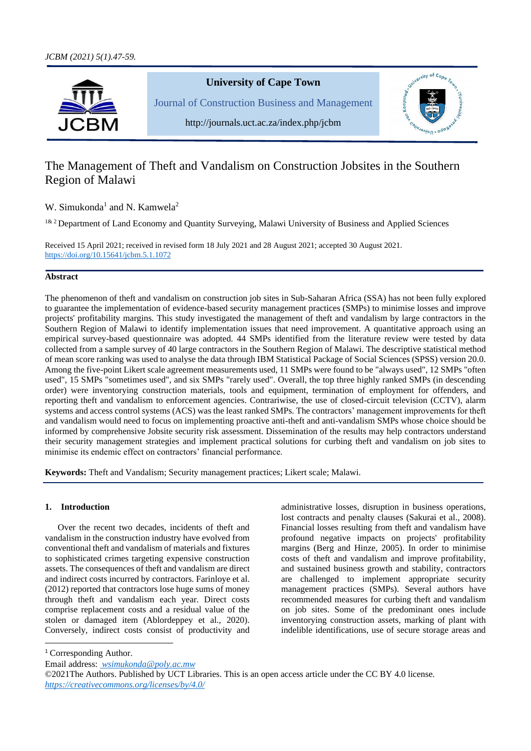# The Management of Theft and Vandalism on Construction Jobsites in the Southern Region of Malawi

W. Simukonda[1] and N. Kamwela[2]

[1& 2] Department of Land Economy and Quantity Surveying, Malawi University of Business and Applied Sciences

Received 15 April 2021; received in revised form 18 July 2021 and 28 August 2021; accepted 30 August 2021.
https://doi.org/10.15641/jcbm.5.1.1072

## Abstract

The phenomenon of theft and vandalism on construction job sites in Sub-Saharan Africa (SSA) has not been fully explored to guarantee the implementation of evidence-based security management practices (SMPs) to minimise losses and improve projects' profitability margins. This study investigated the management of theft and vandalism by large contractors in the Southern Region of Malawi to identify implementation issues that need improvement. A quantitative approach using an empirical survey-based questionnaire was adopted. 44 SMPs identified from the literature review were tested by data collected from a sample survey of 40 large contractors in the Southern Region of Malawi. The descriptive statistical method of mean score ranking was used to analyse the data through IBM Statistical Package of Social Sciences (SPSS) version 20.0. Among the five-point Likert scale agreement measurements used, 11 SMPs were found to be "always used", 12 SMPs "often used", 15 SMPs "sometimes used", and six SMPs "rarely used". Overall, the top three highly ranked SMPs (in descending order) were inventorying construction materials, tools and equipment, termination of employment for offenders, and reporting theft and vandalism to enforcement agencies. Contrariwise, the use of closed-circuit television (CCTV), alarm systems and access control systems (ACS) was the least ranked SMPs. The contractors' management improvements for theft and vandalism would need to focus on implementing proactive anti-theft and anti-vandalism SMPs whose choice should be informed by comprehensive Jobsite security risk assessment. Dissemination of the results may help contractors understand their security management strategies and implement practical solutions for curbing theft and vandalism on job sites to minimise its endemic effect on contractors' financial performance.

**Keywords:** Theft and Vandalism; Security management practices; Likert scale; Malawi.

## 1. Introduction

Over the recent two decades, incidents of theft and vandalism in the construction industry have evolved from conventional theft and vandalism of materials and fixtures to sophisticated crimes targeting expensive construction assets. The consequences of theft and vandalism are direct and indirect costs incurred by contractors. Farinloye et al. (2012) reported that contractors lose huge sums of money through theft and vandalism each year. Direct costs comprise replacement costs and a residual value of the stolen or damaged item (Ablordeppey et al., 2020). Conversely, indirect costs consist of productivity and administrative losses, disruption in business operations, lost contracts and penalty clauses (Sakurai et al., 2008). Financial losses resulting from theft and vandalism have profound negative impacts on projects' profitability margins (Berg and Hinze, 2005). In order to minimise costs of theft and vandalism and improve profitability, and sustained business growth and stability, contractors are challenged to implement appropriate security management practices (SMPs). Several authors have recommended measures for curbing theft and vandalism on job sites. Some of the predominant ones include inventorying construction assets, marking of plant with indelible identifications, use of secure storage areas and

[1] Corresponding Author.
Email address: wsimukonda@poly.ac.mw
©2021The Authors. Published by UCT Libraries. This is an open access article under the CC BY 4.0 license. https://creativecommons.org/licenses/by/4.0/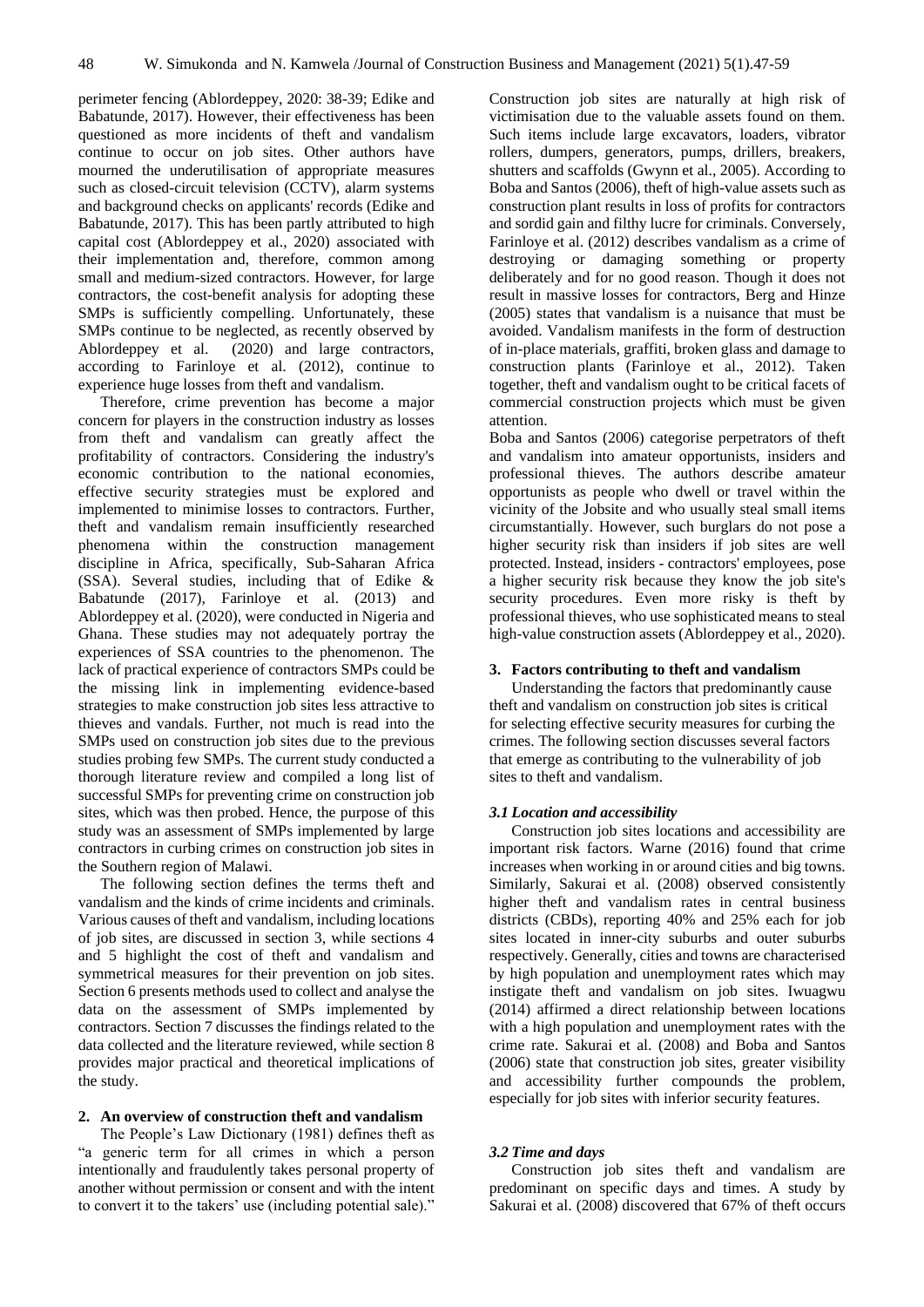perimeter fencing (Ablordeppey, 2020: 38-39; Edike and Babatunde, 2017). However, their effectiveness has been questioned as more incidents of theft and vandalism continue to occur on job sites. Other authors have mourned the underutilisation of appropriate measures such as closed-circuit television (CCTV), alarm systems and background checks on applicants' records (Edike and Babatunde, 2017). This has been partly attributed to high capital cost (Ablordeppey et al., 2020) associated with their implementation and, therefore, common among small and medium-sized contractors. However, for large contractors, the cost-benefit analysis for adopting these SMPs is sufficiently compelling. Unfortunately, these SMPs continue to be neglected, as recently observed by Ablordeppey et al. (2020) and large contractors, according to Farinloye et al. (2012), continue to experience huge losses from theft and vandalism.

Therefore, crime prevention has become a major concern for players in the construction industry as losses from theft and vandalism can greatly affect the profitability of contractors. Considering the industry's economic contribution to the national economies, effective security strategies must be explored and implemented to minimise losses to contractors. Further, theft and vandalism remain insufficiently researched phenomena within the construction management discipline in Africa, specifically, Sub-Saharan Africa (SSA). Several studies, including that of Edike & Babatunde (2017), Farinloye et al. (2013) and Ablordeppey et al. (2020), were conducted in Nigeria and Ghana. These studies may not adequately portray the experiences of SSA countries to the phenomenon. The lack of practical experience of contractors SMPs could be the missing link in implementing evidence-based strategies to make construction job sites less attractive to thieves and vandals. Further, not much is read into the SMPs used on construction job sites due to the previous studies probing few SMPs. The current study conducted a thorough literature review and compiled a long list of successful SMPs for preventing crime on construction job sites, which was then probed. Hence, the purpose of this study was an assessment of SMPs implemented by large contractors in curbing crimes on construction job sites in the Southern region of Malawi.

The following section defines the terms theft and vandalism and the kinds of crime incidents and criminals. Various causes of theft and vandalism, including locations of job sites, are discussed in section 3, while sections 4 and 5 highlight the cost of theft and vandalism and symmetrical measures for their prevention on job sites. Section 6 presents methods used to collect and analyse the data on the assessment of SMPs implemented by contractors. Section 7 discusses the findings related to the data collected and the literature reviewed, while section 8 provides major practical and theoretical implications of the study.

## 2. An overview of construction theft and vandalism

The People's Law Dictionary (1981) defines theft as "a generic term for all crimes in which a person intentionally and fraudulently takes personal property of another without permission or consent and with the intent to convert it to the takers' use (including potential sale)." Construction job sites are naturally at high risk of victimisation due to the valuable assets found on them. Such items include large excavators, loaders, vibrator rollers, dumpers, generators, pumps, drillers, breakers, shutters and scaffolds (Gwynn et al., 2005). According to Boba and Santos (2006), theft of high-value assets such as construction plant results in loss of profits for contractors and sordid gain and filthy lucre for criminals. Conversely, Farinloye et al. (2012) describes vandalism as a crime of destroying or damaging something or property deliberately and for no good reason. Though it does not result in massive losses for contractors, Berg and Hinze (2005) states that vandalism is a nuisance that must be avoided. Vandalism manifests in the form of destruction of in-place materials, graffiti, broken glass and damage to construction plants (Farinloye et al., 2012). Taken together, theft and vandalism ought to be critical facets of commercial construction projects which must be given attention.

Boba and Santos (2006) categorise perpetrators of theft and vandalism into amateur opportunists, insiders and professional thieves. The authors describe amateur opportunists as people who dwell or travel within the vicinity of the Jobsite and who usually steal small items circumstantially. However, such burglars do not pose a higher security risk than insiders if job sites are well protected. Instead, insiders - contractors' employees, pose a higher security risk because they know the job site's security procedures. Even more risky is theft by professional thieves, who use sophisticated means to steal high-value construction assets (Ablordeppey et al., 2020).

## 3. Factors contributing to theft and vandalism

Understanding the factors that predominantly cause theft and vandalism on construction job sites is critical for selecting effective security measures for curbing the crimes. The following section discusses several factors that emerge as contributing to the vulnerability of job sites to theft and vandalism.

### *3.1 Location and accessibility*

Construction job sites locations and accessibility are important risk factors. Warne (2016) found that crime increases when working in or around cities and big towns. Similarly, Sakurai et al. (2008) observed consistently higher theft and vandalism rates in central business districts (CBDs), reporting 40% and 25% each for job sites located in inner-city suburbs and outer suburbs respectively. Generally, cities and towns are characterised by high population and unemployment rates which may instigate theft and vandalism on job sites. Iwuagwu (2014) affirmed a direct relationship between locations with a high population and unemployment rates with the crime rate. Sakurai et al. (2008) and Boba and Santos (2006) state that construction job sites, greater visibility and accessibility further compounds the problem, especially for job sites with inferior security features.

### *3.2 Time and days*

Construction job sites theft and vandalism are predominant on specific days and times. A study by Sakurai et al. (2008) discovered that 67% of theft occurs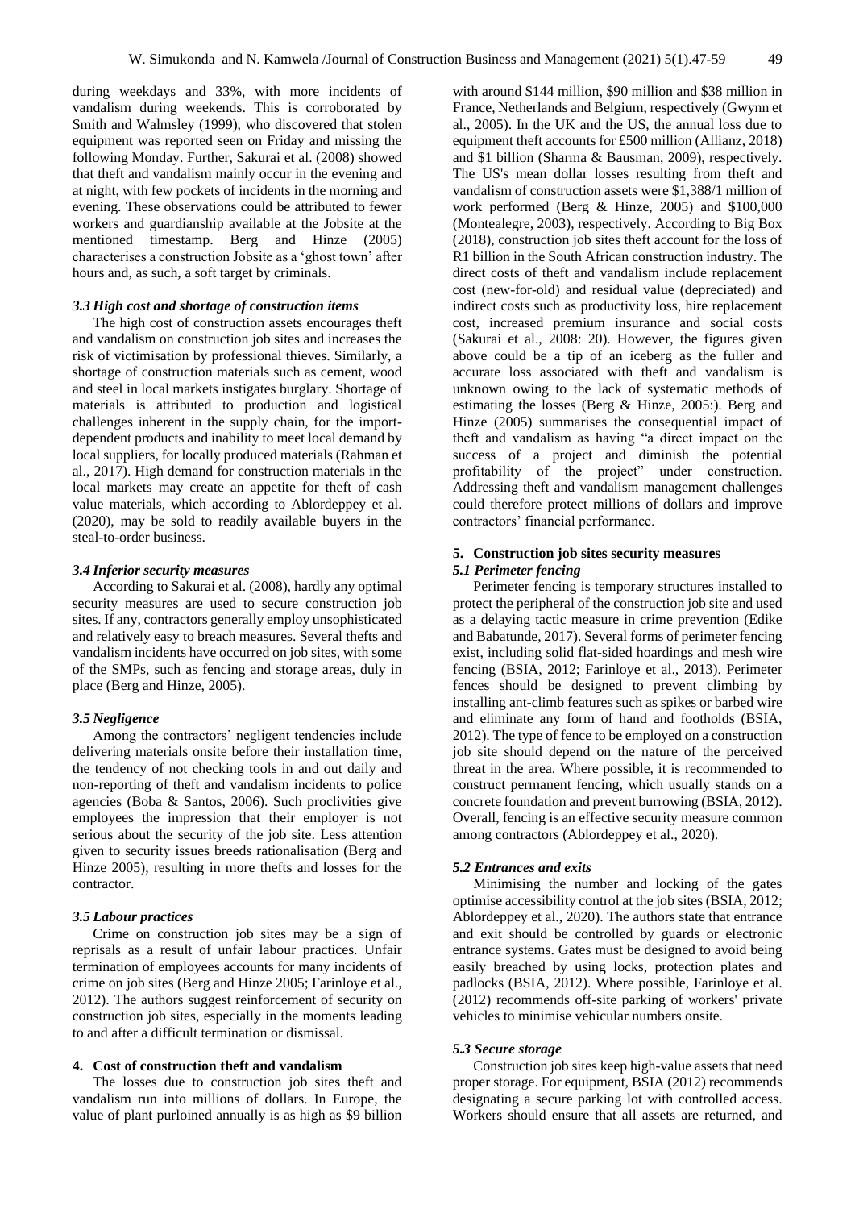during weekdays and 33%, with more incidents of vandalism during weekends. This is corroborated by Smith and Walmsley (1999), who discovered that stolen equipment was reported seen on Friday and missing the following Monday. Further, Sakurai et al. (2008) showed that theft and vandalism mainly occur in the evening and at night, with few pockets of incidents in the morning and evening. These observations could be attributed to fewer workers and guardianship available at the Jobsite at the mentioned timestamp. Berg and Hinze (2005) characterises a construction Jobsite as a 'ghost town' after hours and, as such, a soft target by criminals.

### *3.3 High cost and shortage of construction items*

The high cost of construction assets encourages theft and vandalism on construction job sites and increases the risk of victimisation by professional thieves. Similarly, a shortage of construction materials such as cement, wood and steel in local markets instigates burglary. Shortage of materials is attributed to production and logistical challenges inherent in the supply chain, for the import-dependent products and inability to meet local demand by local suppliers, for locally produced materials (Rahman et al., 2017). High demand for construction materials in the local markets may create an appetite for theft of cash value materials, which according to Ablordeppey et al. (2020), may be sold to readily available buyers in the steal-to-order business.

### *3.4 Inferior security measures*

According to Sakurai et al. (2008), hardly any optimal security measures are used to secure construction job sites. If any, contractors generally employ unsophisticated and relatively easy to breach measures. Several thefts and vandalism incidents have occurred on job sites, with some of the SMPs, such as fencing and storage areas, duly in place (Berg and Hinze, 2005).

### *3.5 Negligence*

Among the contractors' negligent tendencies include delivering materials onsite before their installation time, the tendency of not checking tools in and out daily and non-reporting of theft and vandalism incidents to police agencies (Boba & Santos, 2006). Such proclivities give employees the impression that their employer is not serious about the security of the job site. Less attention given to security issues breeds rationalisation (Berg and Hinze 2005), resulting in more thefts and losses for the contractor.

### *3.5 Labour practices*

Crime on construction job sites may be a sign of reprisals as a result of unfair labour practices. Unfair termination of employees accounts for many incidents of crime on job sites (Berg and Hinze 2005; Farinloye et al., 2012). The authors suggest reinforcement of security on construction job sites, especially in the moments leading to and after a difficult termination or dismissal.

## 4. Cost of construction theft and vandalism

The losses due to construction job sites theft and vandalism run into millions of dollars. In Europe, the value of plant purloined annually is as high as $9 billion with around $144 million, $90 million and $38 million in France, Netherlands and Belgium, respectively (Gwynn et al., 2005). In the UK and the US, the annual loss due to equipment theft accounts for £500 million (Allianz, 2018) and $1 billion (Sharma & Bausman, 2009), respectively. The US's mean dollar losses resulting from theft and vandalism of construction assets were $1,388/1 million of work performed (Berg & Hinze, 2005) and $100,000 (Montealegre, 2003), respectively. According to Big Box (2018), construction job sites theft account for the loss of R1 billion in the South African construction industry. The direct costs of theft and vandalism include replacement cost (new-for-old) and residual value (depreciated) and indirect costs such as productivity loss, hire replacement cost, increased premium insurance and social costs (Sakurai et al., 2008: 20). However, the figures given above could be a tip of an iceberg as the fuller and accurate loss associated with theft and vandalism is unknown owing to the lack of systematic methods of estimating the losses (Berg & Hinze, 2005:). Berg and Hinze (2005) summarises the consequential impact of theft and vandalism as having "a direct impact on the success of a project and diminish the potential profitability of the project" under construction. Addressing theft and vandalism management challenges could therefore protect millions of dollars and improve contractors' financial performance.

## 5. Construction job sites security measures

### *5.1 Perimeter fencing*

Perimeter fencing is temporary structures installed to protect the peripheral of the construction job site and used as a delaying tactic measure in crime prevention (Edike and Babatunde, 2017). Several forms of perimeter fencing exist, including solid flat-sided hoardings and mesh wire fencing (BSIA, 2012; Farinloye et al., 2013). Perimeter fences should be designed to prevent climbing by installing ant-climb features such as spikes or barbed wire and eliminate any form of hand and footholds (BSIA, 2012). The type of fence to be employed on a construction job site should depend on the nature of the perceived threat in the area. Where possible, it is recommended to construct permanent fencing, which usually stands on a concrete foundation and prevent burrowing (BSIA, 2012). Overall, fencing is an effective security measure common among contractors (Ablordeppey et al., 2020).

### *5.2 Entrances and exits*

Minimising the number and locking of the gates optimise accessibility control at the job sites (BSIA, 2012; Ablordeppey et al., 2020). The authors state that entrance and exit should be controlled by guards or electronic entrance systems. Gates must be designed to avoid being easily breached by using locks, protection plates and padlocks (BSIA, 2012). Where possible, Farinloye et al. (2012) recommends off-site parking of workers' private vehicles to minimise vehicular numbers onsite.

### *5.3 Secure storage*

Construction job sites keep high-value assets that need proper storage. For equipment, BSIA (2012) recommends designating a secure parking lot with controlled access. Workers should ensure that all assets are returned, and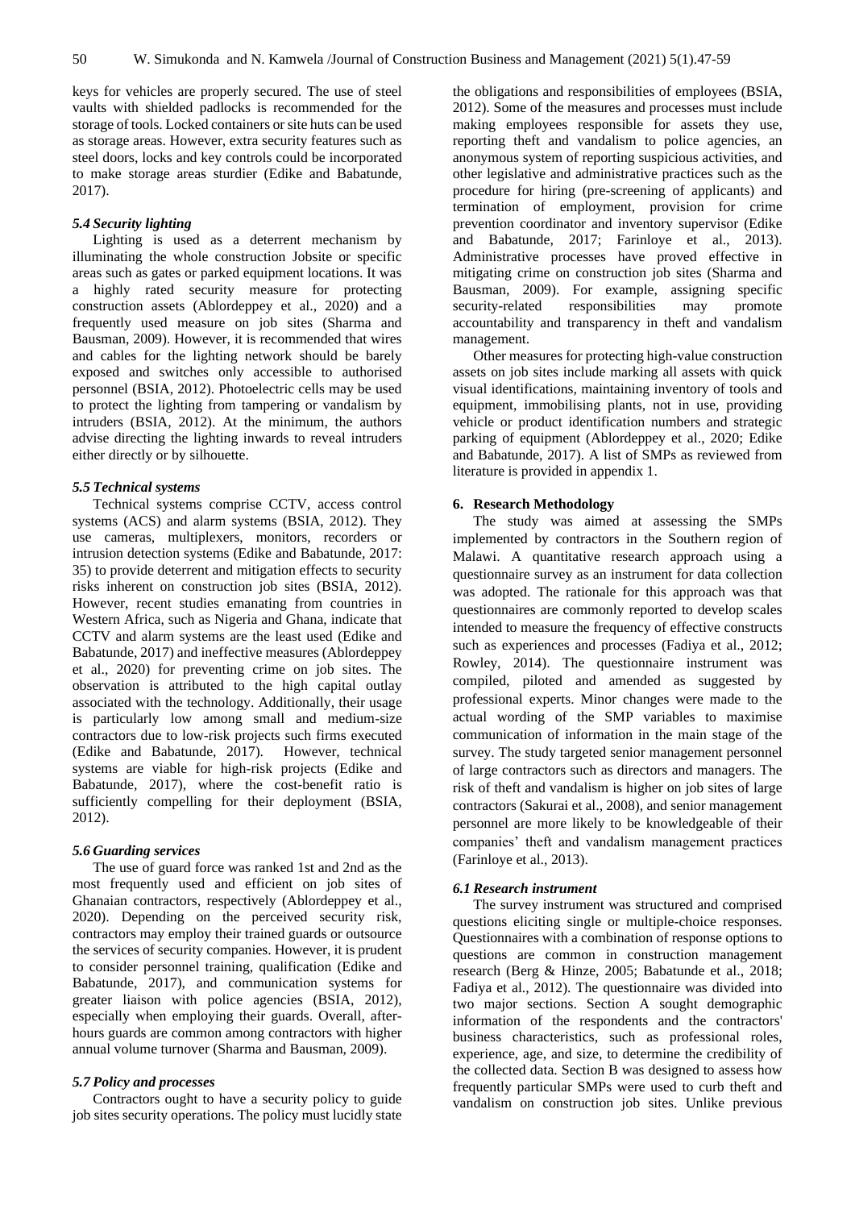keys for vehicles are properly secured. The use of steel vaults with shielded padlocks is recommended for the storage of tools. Locked containers or site huts can be used as storage areas. However, extra security features such as steel doors, locks and key controls could be incorporated to make storage areas sturdier (Edike and Babatunde, 2017).

### *5.4 Security lighting*

Lighting is used as a deterrent mechanism by illuminating the whole construction Jobsite or specific areas such as gates or parked equipment locations. It was a highly rated security measure for protecting construction assets (Ablordeppey et al., 2020) and a frequently used measure on job sites (Sharma and Bausman, 2009). However, it is recommended that wires and cables for the lighting network should be barely exposed and switches only accessible to authorised personnel (BSIA, 2012). Photoelectric cells may be used to protect the lighting from tampering or vandalism by intruders (BSIA, 2012). At the minimum, the authors advise directing the lighting inwards to reveal intruders either directly or by silhouette.

### *5.5 Technical systems*

Technical systems comprise CCTV, access control systems (ACS) and alarm systems (BSIA, 2012). They use cameras, multiplexers, monitors, recorders or intrusion detection systems (Edike and Babatunde, 2017: 35) to provide deterrent and mitigation effects to security risks inherent on construction job sites (BSIA, 2012). However, recent studies emanating from countries in Western Africa, such as Nigeria and Ghana, indicate that CCTV and alarm systems are the least used (Edike and Babatunde, 2017) and ineffective measures (Ablordeppey et al., 2020) for preventing crime on job sites. The observation is attributed to the high capital outlay associated with the technology. Additionally, their usage is particularly low among small and medium-size contractors due to low-risk projects such firms executed (Edike and Babatunde, 2017). However, technical systems are viable for high-risk projects (Edike and Babatunde, 2017), where the cost-benefit ratio is sufficiently compelling for their deployment (BSIA, 2012).

### *5.6 Guarding services*

The use of guard force was ranked 1st and 2nd as the most frequently used and efficient on job sites of Ghanaian contractors, respectively (Ablordeppey et al., 2020). Depending on the perceived security risk, contractors may employ their trained guards or outsource the services of security companies. However, it is prudent to consider personnel training, qualification (Edike and Babatunde, 2017), and communication systems for greater liaison with police agencies (BSIA, 2012), especially when employing their guards. Overall, after-hours guards are common among contractors with higher annual volume turnover (Sharma and Bausman, 2009).

### *5.7 Policy and processes*

Contractors ought to have a security policy to guide job sites security operations. The policy must lucidly state the obligations and responsibilities of employees (BSIA, 2012). Some of the measures and processes must include making employees responsible for assets they use, reporting theft and vandalism to police agencies, an anonymous system of reporting suspicious activities, and other legislative and administrative practices such as the procedure for hiring (pre-screening of applicants) and termination of employment, provision for crime prevention coordinator and inventory supervisor (Edike and Babatunde, 2017; Farinloye et al., 2013). Administrative processes have proved effective in mitigating crime on construction job sites (Sharma and Bausman, 2009). For example, assigning specific security-related responsibilities may promote accountability and transparency in theft and vandalism management.

Other measures for protecting high-value construction assets on job sites include marking all assets with quick visual identifications, maintaining inventory of tools and equipment, immobilising plants, not in use, providing vehicle or product identification numbers and strategic parking of equipment (Ablordeppey et al., 2020; Edike and Babatunde, 2017). A list of SMPs as reviewed from literature is provided in appendix 1.

## 6. Research Methodology

The study was aimed at assessing the SMPs implemented by contractors in the Southern region of Malawi. A quantitative research approach using a questionnaire survey as an instrument for data collection was adopted. The rationale for this approach was that questionnaires are commonly reported to develop scales intended to measure the frequency of effective constructs such as experiences and processes (Fadiya et al., 2012; Rowley, 2014). The questionnaire instrument was compiled, piloted and amended as suggested by professional experts. Minor changes were made to the actual wording of the SMP variables to maximise communication of information in the main stage of the survey. The study targeted senior management personnel of large contractors such as directors and managers. The risk of theft and vandalism is higher on job sites of large contractors (Sakurai et al., 2008), and senior management personnel are more likely to be knowledgeable of their companies' theft and vandalism management practices (Farinloye et al., 2013).

### *6.1 Research instrument*

The survey instrument was structured and comprised questions eliciting single or multiple-choice responses. Questionnaires with a combination of response options to questions are common in construction management research (Berg & Hinze, 2005; Babatunde et al., 2018; Fadiya et al., 2012). The questionnaire was divided into two major sections. Section A sought demographic information of the respondents and the contractors' business characteristics, such as professional roles, experience, age, and size, to determine the credibility of the collected data. Section B was designed to assess how frequently particular SMPs were used to curb theft and vandalism on construction job sites. Unlike previous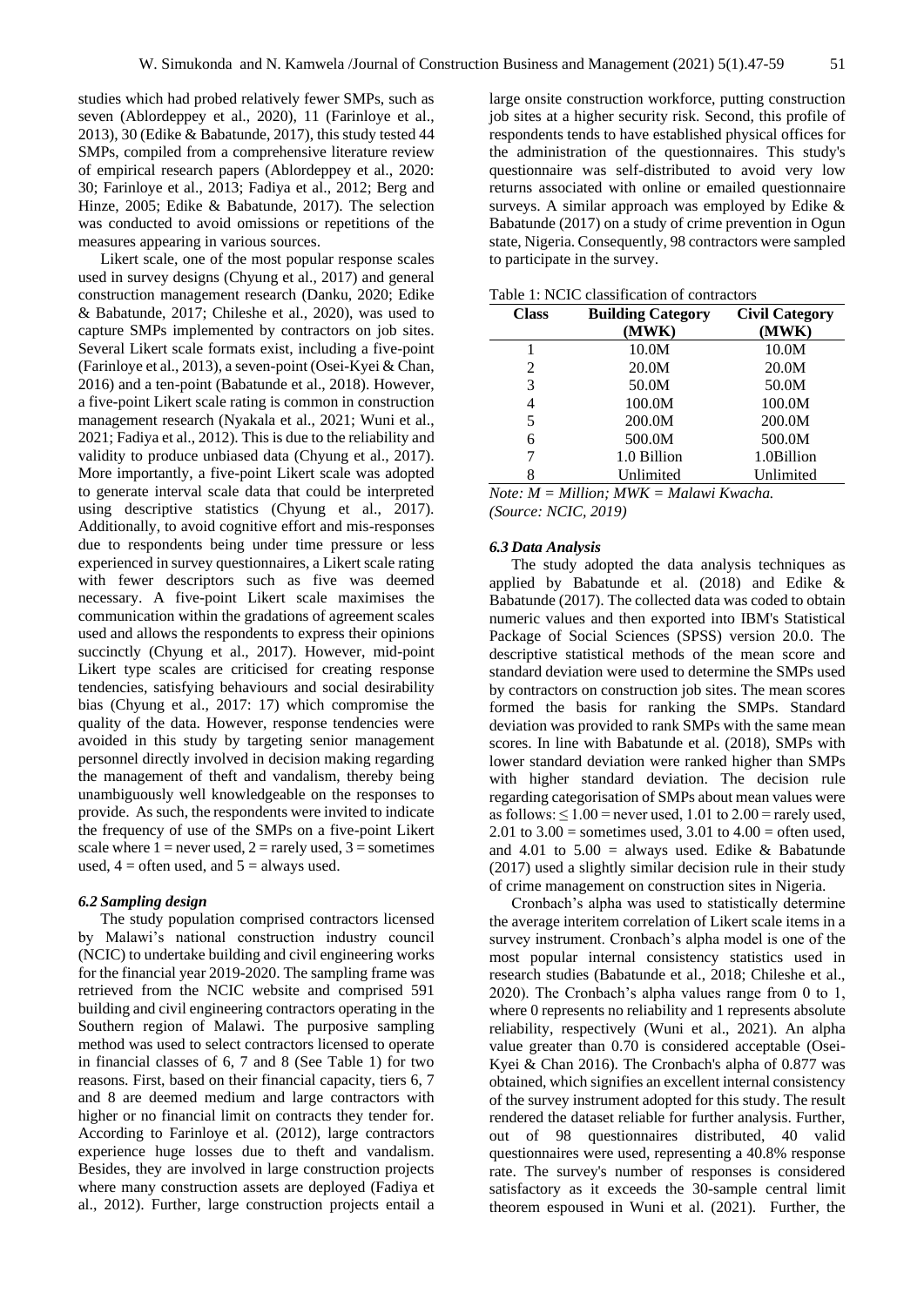studies which had probed relatively fewer SMPs, such as seven (Ablordeppey et al., 2020), 11 (Farinloye et al., 2013), 30 (Edike & Babatunde, 2017), this study tested 44 SMPs, compiled from a comprehensive literature review of empirical research papers (Ablordeppey et al., 2020: 30; Farinloye et al., 2013; Fadiya et al., 2012; Berg and Hinze, 2005; Edike & Babatunde, 2017). The selection was conducted to avoid omissions or repetitions of the measures appearing in various sources.

Likert scale, one of the most popular response scales used in survey designs (Chyung et al., 2017) and general construction management research (Danku, 2020; Edike & Babatunde, 2017; Chileshe et al., 2020), was used to capture SMPs implemented by contractors on job sites. Several Likert scale formats exist, including a five-point (Farinloye et al., 2013), a seven-point (Osei-Kyei & Chan, 2016) and a ten-point (Babatunde et al., 2018). However, a five-point Likert scale rating is common in construction management research (Nyakala et al., 2021; Wuni et al., 2021; Fadiya et al., 2012). This is due to the reliability and validity to produce unbiased data (Chyung et al., 2017). More importantly, a five-point Likert scale was adopted to generate interval scale data that could be interpreted using descriptive statistics (Chyung et al., 2017). Additionally, to avoid cognitive effort and mis-responses due to respondents being under time pressure or less experienced in survey questionnaires, a Likert scale rating with fewer descriptors such as five was deemed necessary. A five-point Likert scale maximises the communication within the gradations of agreement scales used and allows the respondents to express their opinions succinctly (Chyung et al., 2017). However, mid-point Likert type scales are criticised for creating response tendencies, satisfying behaviours and social desirability bias (Chyung et al., 2017: 17) which compromise the quality of the data. However, response tendencies were avoided in this study by targeting senior management personnel directly involved in decision making regarding the management of theft and vandalism, thereby being unambiguously well knowledgeable on the responses to provide. As such, the respondents were invited to indicate the frequency of use of the SMPs on a five-point Likert scale where 1 = never used, 2 = rarely used, 3 = sometimes used, 4 = often used, and 5 = always used.

### *6.2 Sampling design*

The study population comprised contractors licensed by Malawi's national construction industry council (NCIC) to undertake building and civil engineering works for the financial year 2019-2020. The sampling frame was retrieved from the NCIC website and comprised 591 building and civil engineering contractors operating in the Southern region of Malawi. The purposive sampling method was used to select contractors licensed to operate in financial classes of 6, 7 and 8 (See Table 1) for two reasons. First, based on their financial capacity, tiers 6, 7 and 8 are deemed medium and large contractors with higher or no financial limit on contracts they tender for. According to Farinloye et al. (2012), large contractors experience huge losses due to theft and vandalism. Besides, they are involved in large construction projects where many construction assets are deployed (Fadiya et al., 2012). Further, large construction projects entail a large onsite construction workforce, putting construction job sites at a higher security risk. Second, this profile of respondents tends to have established physical offices for the administration of the questionnaires. This study's questionnaire was self-distributed to avoid very low returns associated with online or emailed questionnaire surveys. A similar approach was employed by Edike & Babatunde (2017) on a study of crime prevention in Ogun state, Nigeria. Consequently, 98 contractors were sampled to participate in the survey.

Table 1: NCIC classification of contractors

| Class | Building Category (MWK) | Civil Category (MWK) |
|---|---|---|
| 1 | 10.0M | 10.0M |
| 2 | 20.0M | 20.0M |
| 3 | 50.0M | 50.0M |
| 4 | 100.0M | 100.0M |
| 5 | 200.0M | 200.0M |
| 6 | 500.0M | 500.0M |
| 7 | 1.0 Billion | 1.0Billion |
| 8 | Unlimited | Unlimited |

*Note: M = Million; MWK = Malawi Kwacha.*
*(Source: NCIC, 2019)*

### *6.3 Data Analysis*

The study adopted the data analysis techniques as applied by Babatunde et al. (2018) and Edike & Babatunde (2017). The collected data was coded to obtain numeric values and then exported into IBM's Statistical Package of Social Sciences (SPSS) version 20.0. The descriptive statistical methods of the mean score and standard deviation were used to determine the SMPs used by contractors on construction job sites. The mean scores formed the basis for ranking the SMPs. Standard deviation was provided to rank SMPs with the same mean scores. In line with Babatunde et al. (2018), SMPs with lower standard deviation were ranked higher than SMPs with higher standard deviation. The decision rule regarding categorisation of SMPs about mean values were as follows: ≤ 1.00 = never used, 1.01 to 2.00 = rarely used, 2.01 to 3.00 = sometimes used, 3.01 to 4.00 = often used, and 4.01 to 5.00 = always used. Edike & Babatunde (2017) used a slightly similar decision rule in their study of crime management on construction sites in Nigeria.

Cronbach's alpha was used to statistically determine the average interitem correlation of Likert scale items in a survey instrument. Cronbach's alpha model is one of the most popular internal consistency statistics used in research studies (Babatunde et al., 2018; Chileshe et al., 2020). The Cronbach's alpha values range from 0 to 1, where 0 represents no reliability and 1 represents absolute reliability, respectively (Wuni et al., 2021). An alpha value greater than 0.70 is considered acceptable (Osei-Kyei & Chan 2016). The Cronbach's alpha of 0.877 was obtained, which signifies an excellent internal consistency of the survey instrument adopted for this study. The result rendered the dataset reliable for further analysis. Further, out of 98 questionnaires distributed, 40 valid questionnaires were used, representing a 40.8% response rate. The survey's number of responses is considered satisfactory as it exceeds the 30-sample central limit theorem espoused in Wuni et al. (2021). Further, the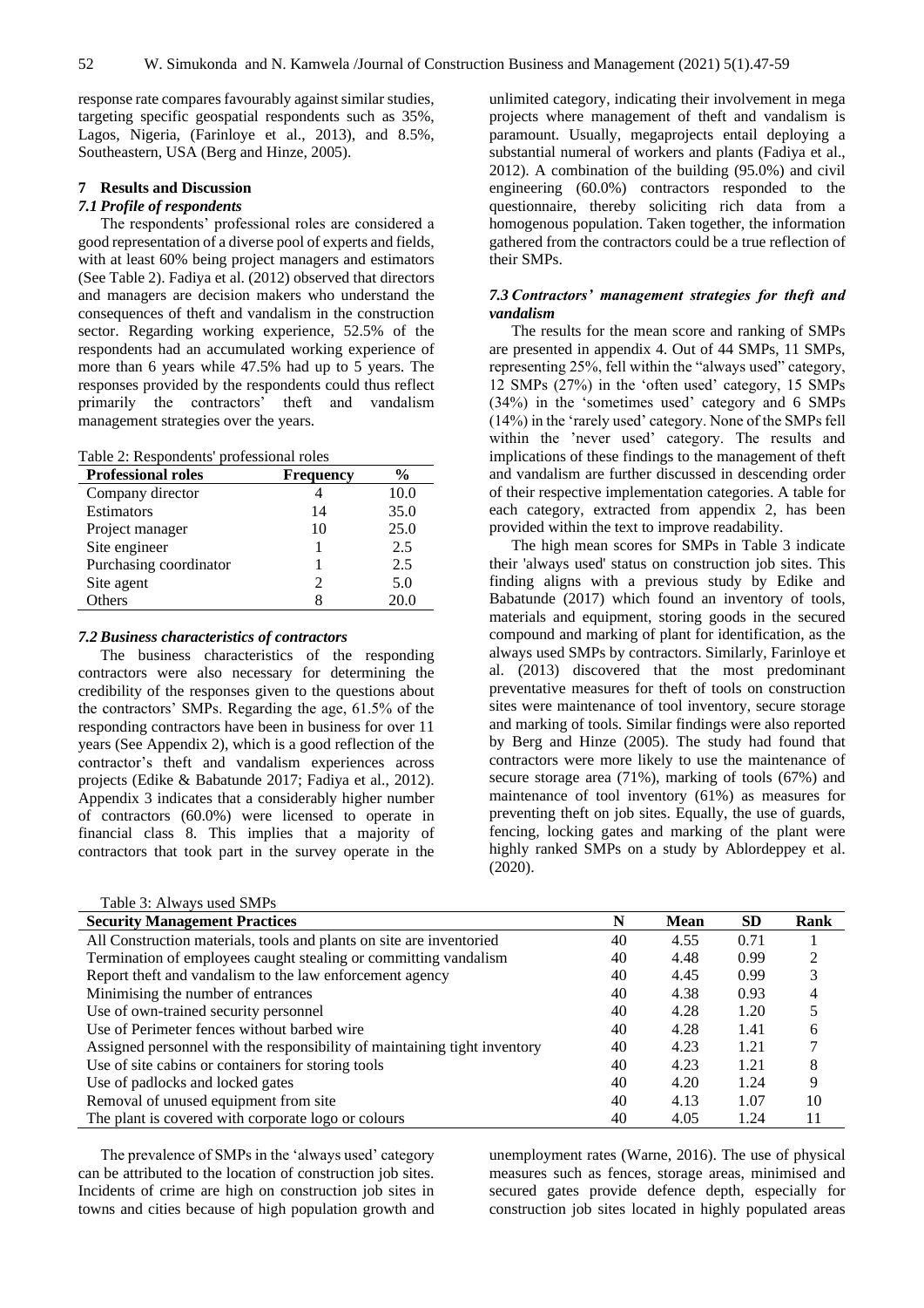response rate compares favourably against similar studies, targeting specific geospatial respondents such as 35%, Lagos, Nigeria, (Farinloye et al., 2013), and 8.5%, Southeastern, USA (Berg and Hinze, 2005).

## 7 Results and Discussion

### 7.1 Profile of respondents

The respondents' professional roles are considered a good representation of a diverse pool of experts and fields, with at least 60% being project managers and estimators (See Table 2). Fadiya et al. (2012) observed that directors and managers are decision makers who understand the consequences of theft and vandalism in the construction sector. Regarding working experience, 52.5% of the respondents had an accumulated working experience of more than 6 years while 47.5% had up to 5 years. The responses provided by the respondents could thus reflect primarily the contractors' theft and vandalism management strategies over the years.

Table 2: Respondents' professional roles

| Professional roles | Frequency | % |
|---|---|---|
| Company director | 4 | 10.0 |
| Estimators | 14 | 35.0 |
| Project manager | 10 | 25.0 |
| Site engineer | 1 | 2.5 |
| Purchasing coordinator | 1 | 2.5 |
| Site agent | 2 | 5.0 |
| Others | 8 | 20.0 |

### 7.2 Business characteristics of contractors

The business characteristics of the responding contractors were also necessary for determining the credibility of the responses given to the questions about the contractors' SMPs. Regarding the age, 61.5% of the responding contractors have been in business for over 11 years (See Appendix 2), which is a good reflection of the contractor's theft and vandalism experiences across projects (Edike & Babatunde 2017; Fadiya et al., 2012). Appendix 3 indicates that a considerably higher number of contractors (60.0%) were licensed to operate in financial class 8. This implies that a majority of contractors that took part in the survey operate in the unlimited category, indicating their involvement in mega projects where management of theft and vandalism is paramount. Usually, megaprojects entail deploying a substantial numeral of workers and plants (Fadiya et al., 2012). A combination of the building (95.0%) and civil engineering (60.0%) contractors responded to the questionnaire, thereby soliciting rich data from a homogenous population. Taken together, the information gathered from the contractors could be a true reflection of their SMPs.

### 7.3 Contractors' management strategies for theft and vandalism

The results for the mean score and ranking of SMPs are presented in appendix 4. Out of 44 SMPs, 11 SMPs, representing 25%, fell within the "always used" category, 12 SMPs (27%) in the 'often used' category, 15 SMPs (34%) in the 'sometimes used' category and 6 SMPs (14%) in the 'rarely used' category. None of the SMPs fell within the 'never used' category. The results and implications of these findings to the management of theft and vandalism are further discussed in descending order of their respective implementation categories. A table for each category, extracted from appendix 2, has been provided within the text to improve readability.

The high mean scores for SMPs in Table 3 indicate their 'always used' status on construction job sites. This finding aligns with a previous study by Edike and Babatunde (2017) which found an inventory of tools, materials and equipment, storing goods in the secured compound and marking of plant for identification, as the always used SMPs by contractors. Similarly, Farinloye et al. (2013) discovered that the most predominant preventative measures for theft of tools on construction sites were maintenance of tool inventory, secure storage and marking of tools. Similar findings were also reported by Berg and Hinze (2005). The study had found that contractors were more likely to use the maintenance of secure storage area (71%), marking of tools (67%) and maintenance of tool inventory (61%) as measures for preventing theft on job sites. Equally, the use of guards, fencing, locking gates and marking of the plant were highly ranked SMPs on a study by Ablordeppey et al. (2020).

Table 3: Always used SMPs

| Security Management Practices | N | Mean | SD | Rank |
|---|---|---|---|---|
| All Construction materials, tools and plants on site are inventoried | 40 | 4.55 | 0.71 | 1 |
| Termination of employees caught stealing or committing vandalism | 40 | 4.48 | 0.99 | 2 |
| Report theft and vandalism to the law enforcement agency | 40 | 4.45 | 0.99 | 3 |
| Minimising the number of entrances | 40 | 4.38 | 0.93 | 4 |
| Use of own-trained security personnel | 40 | 4.28 | 1.20 | 5 |
| Use of Perimeter fences without barbed wire | 40 | 4.28 | 1.41 | 6 |
| Assigned personnel with the responsibility of maintaining tight inventory | 40 | 4.23 | 1.21 | 7 |
| Use of site cabins or containers for storing tools | 40 | 4.23 | 1.21 | 8 |
| Use of padlocks and locked gates | 40 | 4.20 | 1.24 | 9 |
| Removal of unused equipment from site | 40 | 4.13 | 1.07 | 10 |
| The plant is covered with corporate logo or colours | 40 | 4.05 | 1.24 | 11 |

The prevalence of SMPs in the 'always used' category can be attributed to the location of construction job sites. Incidents of crime are high on construction job sites in towns and cities because of high population growth and unemployment rates (Warne, 2016). The use of physical measures such as fences, storage areas, minimised and secured gates provide defence depth, especially for construction job sites located in highly populated areas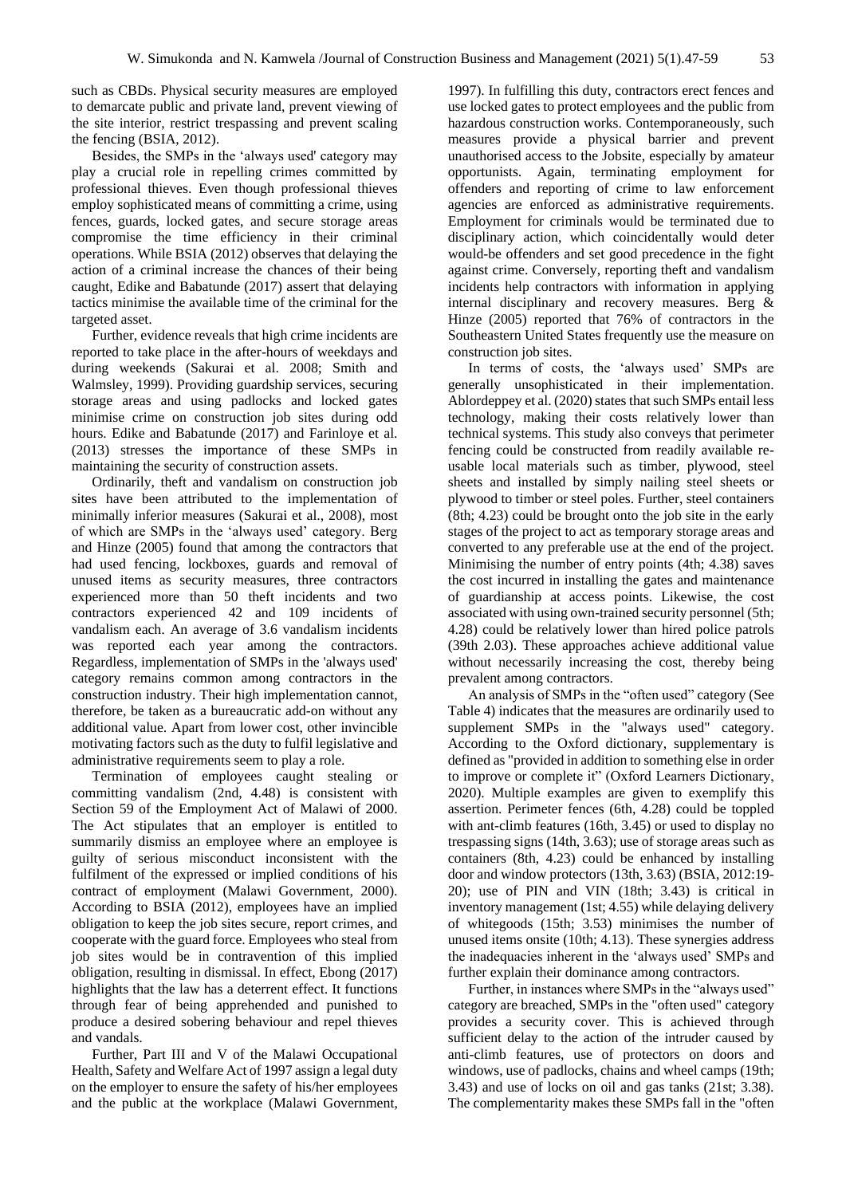such as CBDs. Physical security measures are employed to demarcate public and private land, prevent viewing of the site interior, restrict trespassing and prevent scaling the fencing (BSIA, 2012).

Besides, the SMPs in the 'always used' category may play a crucial role in repelling crimes committed by professional thieves. Even though professional thieves employ sophisticated means of committing a crime, using fences, guards, locked gates, and secure storage areas compromise the time efficiency in their criminal operations. While BSIA (2012) observes that delaying the action of a criminal increase the chances of their being caught, Edike and Babatunde (2017) assert that delaying tactics minimise the available time of the criminal for the targeted asset.

Further, evidence reveals that high crime incidents are reported to take place in the after-hours of weekdays and during weekends (Sakurai et al. 2008; Smith and Walmsley, 1999). Providing guardship services, securing storage areas and using padlocks and locked gates minimise crime on construction job sites during odd hours. Edike and Babatunde (2017) and Farinloye et al. (2013) stresses the importance of these SMPs in maintaining the security of construction assets.

Ordinarily, theft and vandalism on construction job sites have been attributed to the implementation of minimally inferior measures (Sakurai et al., 2008), most of which are SMPs in the 'always used' category. Berg and Hinze (2005) found that among the contractors that had used fencing, lockboxes, guards and removal of unused items as security measures, three contractors experienced more than 50 theft incidents and two contractors experienced 42 and 109 incidents of vandalism each. An average of 3.6 vandalism incidents was reported each year among the contractors. Regardless, implementation of SMPs in the 'always used' category remains common among contractors in the construction industry. Their high implementation cannot, therefore, be taken as a bureaucratic add-on without any additional value. Apart from lower cost, other invincible motivating factors such as the duty to fulfil legislative and administrative requirements seem to play a role.

Termination of employees caught stealing or committing vandalism (2nd, 4.48) is consistent with Section 59 of the Employment Act of Malawi of 2000. The Act stipulates that an employer is entitled to summarily dismiss an employee where an employee is guilty of serious misconduct inconsistent with the fulfilment of the expressed or implied conditions of his contract of employment (Malawi Government, 2000). According to BSIA (2012), employees have an implied obligation to keep the job sites secure, report crimes, and cooperate with the guard force. Employees who steal from job sites would be in contravention of this implied obligation, resulting in dismissal. In effect, Ebong (2017) highlights that the law has a deterrent effect. It functions through fear of being apprehended and punished to produce a desired sobering behaviour and repel thieves and vandals.

Further, Part III and V of the Malawi Occupational Health, Safety and Welfare Act of 1997 assign a legal duty on the employer to ensure the safety of his/her employees and the public at the workplace (Malawi Government, 1997). In fulfilling this duty, contractors erect fences and use locked gates to protect employees and the public from hazardous construction works. Contemporaneously, such measures provide a physical barrier and prevent unauthorised access to the Jobsite, especially by amateur opportunists. Again, terminating employment for offenders and reporting of crime to law enforcement agencies are enforced as administrative requirements. Employment for criminals would be terminated due to disciplinary action, which coincidentally would deter would-be offenders and set good precedence in the fight against crime. Conversely, reporting theft and vandalism incidents help contractors with information in applying internal disciplinary and recovery measures. Berg & Hinze (2005) reported that 76% of contractors in the Southeastern United States frequently use the measure on construction job sites.

In terms of costs, the 'always used' SMPs are generally unsophisticated in their implementation. Ablordeppey et al. (2020) states that such SMPs entail less technology, making their costs relatively lower than technical systems. This study also conveys that perimeter fencing could be constructed from readily available re-usable local materials such as timber, plywood, steel sheets and installed by simply nailing steel sheets or plywood to timber or steel poles. Further, steel containers (8th; 4.23) could be brought onto the job site in the early stages of the project to act as temporary storage areas and converted to any preferable use at the end of the project. Minimising the number of entry points (4th; 4.38) saves the cost incurred in installing the gates and maintenance of guardianship at access points. Likewise, the cost associated with using own-trained security personnel (5th; 4.28) could be relatively lower than hired police patrols (39th 2.03). These approaches achieve additional value without necessarily increasing the cost, thereby being prevalent among contractors.

An analysis of SMPs in the "often used" category (See Table 4) indicates that the measures are ordinarily used to supplement SMPs in the "always used" category. According to the Oxford dictionary, supplementary is defined as "provided in addition to something else in order to improve or complete it" (Oxford Learners Dictionary, 2020). Multiple examples are given to exemplify this assertion. Perimeter fences (6th, 4.28) could be toppled with ant-climb features (16th, 3.45) or used to display no trespassing signs (14th, 3.63); use of storage areas such as containers (8th, 4.23) could be enhanced by installing door and window protectors (13th, 3.63) (BSIA, 2012:19-20); use of PIN and VIN (18th; 3.43) is critical in inventory management (1st; 4.55) while delaying delivery of whitegoods (15th; 3.53) minimises the number of unused items onsite (10th; 4.13). These synergies address the inadequacies inherent in the 'always used' SMPs and further explain their dominance among contractors.

Further, in instances where SMPs in the "always used" category are breached, SMPs in the "often used" category provides a security cover. This is achieved through sufficient delay to the action of the intruder caused by anti-climb features, use of protectors on doors and windows, use of padlocks, chains and wheel camps (19th; 3.43) and use of locks on oil and gas tanks (21st; 3.38). The complementarity makes these SMPs fall in the "often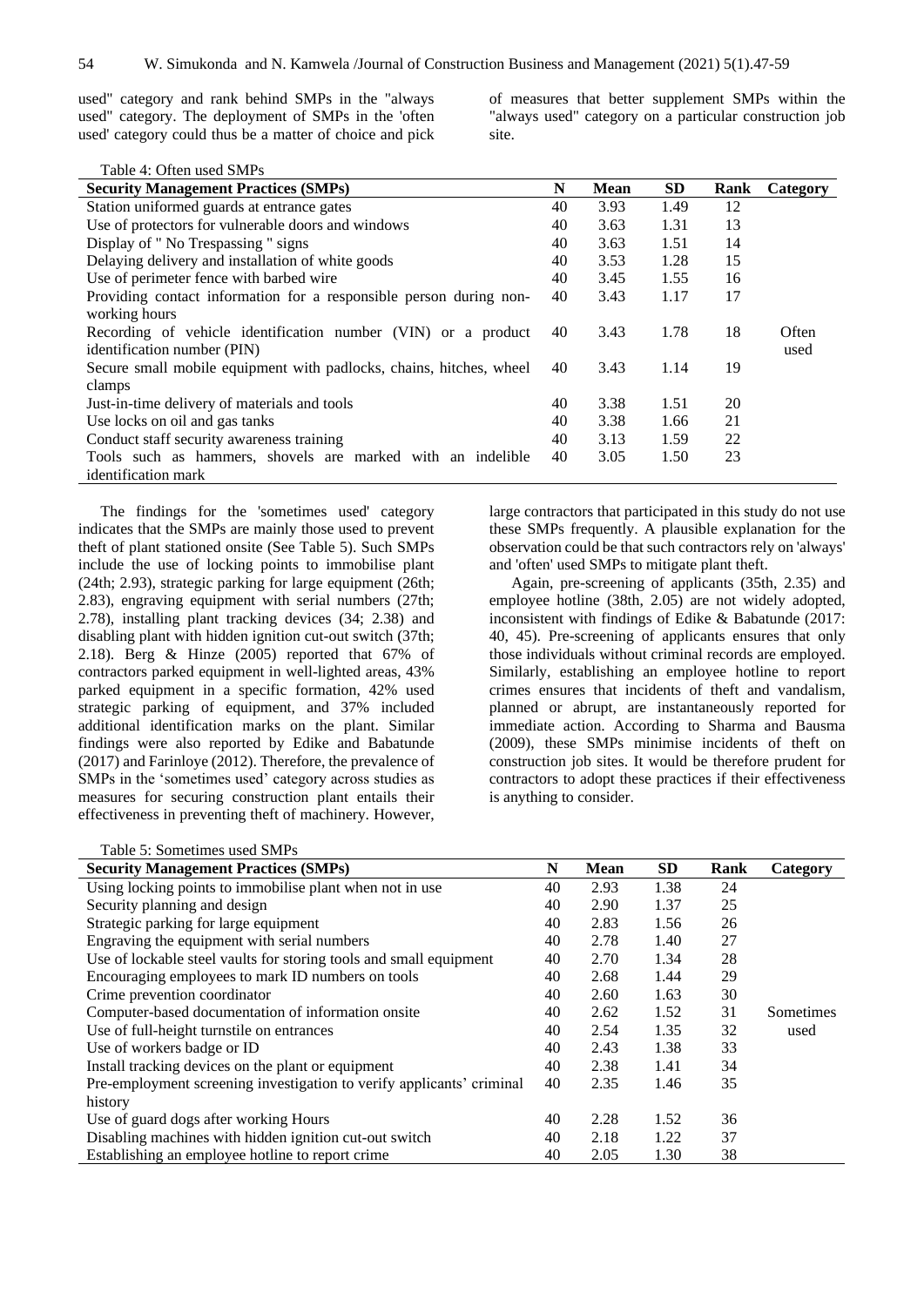used" category and rank behind SMPs in the "always used" category. The deployment of SMPs in the 'often used' category could thus be a matter of choice and pick of measures that better supplement SMPs within the "always used" category on a particular construction job site.

Table 4: Often used SMPs

| Security Management Practices (SMPs) | N | Mean | SD | Rank | Category |
|---|---|---|---|---|---|
| Station uniformed guards at entrance gates | 40 | 3.93 | 1.49 | 12 | |
| Use of protectors for vulnerable doors and windows | 40 | 3.63 | 1.31 | 13 | |
| Display of " No Trespassing " signs | 40 | 3.63 | 1.51 | 14 | |
| Delaying delivery and installation of white goods | 40 | 3.53 | 1.28 | 15 | |
| Use of perimeter fence with barbed wire | 40 | 3.45 | 1.55 | 16 | |
| Providing contact information for a responsible person during non-working hours | 40 | 3.43 | 1.17 | 17 | |
| Recording of vehicle identification number (VIN) or a product identification number (PIN) | 40 | 3.43 | 1.78 | 18 | Often used |
| Secure small mobile equipment with padlocks, chains, hitches, wheel clamps | 40 | 3.43 | 1.14 | 19 | |
| Just-in-time delivery of materials and tools | 40 | 3.38 | 1.51 | 20 | |
| Use locks on oil and gas tanks | 40 | 3.38 | 1.66 | 21 | |
| Conduct staff security awareness training | 40 | 3.13 | 1.59 | 22 | |
| Tools such as hammers, shovels are marked with an indelible identification mark | 40 | 3.05 | 1.50 | 23 | |

The findings for the 'sometimes used' category indicates that the SMPs are mainly those used to prevent theft of plant stationed onsite (See Table 5). Such SMPs include the use of locking points to immobilise plant (24th; 2.93), strategic parking for large equipment (26th; 2.83), engraving equipment with serial numbers (27th; 2.78), installing plant tracking devices (34; 2.38) and disabling plant with hidden ignition cut-out switch (37th; 2.18). Berg & Hinze (2005) reported that 67% of contractors parked equipment in well-lighted areas, 43% parked equipment in a specific formation, 42% used strategic parking of equipment, and 37% included additional identification marks on the plant. Similar findings were also reported by Edike and Babatunde (2017) and Farinloye (2012). Therefore, the prevalence of SMPs in the 'sometimes used' category across studies as measures for securing construction plant entails their effectiveness in preventing theft of machinery. However, large contractors that participated in this study do not use these SMPs frequently. A plausible explanation for the observation could be that such contractors rely on 'always' and 'often' used SMPs to mitigate plant theft.

Again, pre-screening of applicants (35th, 2.35) and employee hotline (38th, 2.05) are not widely adopted, inconsistent with findings of Edike & Babatunde (2017: 40, 45). Pre-screening of applicants ensures that only those individuals without criminal records are employed. Similarly, establishing an employee hotline to report crimes ensures that incidents of theft and vandalism, planned or abrupt, are instantaneously reported for immediate action. According to Sharma and Bausma (2009), these SMPs minimise incidents of theft on construction job sites. It would be therefore prudent for contractors to adopt these practices if their effectiveness is anything to consider.

Table 5: Sometimes used SMPs

| Security Management Practices (SMPs) | N | Mean | SD | Rank | Category |
|---|---|---|---|---|---|
| Using locking points to immobilise plant when not in use | 40 | 2.93 | 1.38 | 24 | |
| Security planning and design | 40 | 2.90 | 1.37 | 25 | |
| Strategic parking for large equipment | 40 | 2.83 | 1.56 | 26 | |
| Engraving the equipment with serial numbers | 40 | 2.78 | 1.40 | 27 | |
| Use of lockable steel vaults for storing tools and small equipment | 40 | 2.70 | 1.34 | 28 | |
| Encouraging employees to mark ID numbers on tools | 40 | 2.68 | 1.44 | 29 | |
| Crime prevention coordinator | 40 | 2.60 | 1.63 | 30 | |
| Computer-based documentation of information onsite | 40 | 2.62 | 1.52 | 31 | Sometimes used |
| Use of full-height turnstile on entrances | 40 | 2.54 | 1.35 | 32 | |
| Use of workers badge or ID | 40 | 2.43 | 1.38 | 33 | |
| Install tracking devices on the plant or equipment | 40 | 2.38 | 1.41 | 34 | |
| Pre-employment screening investigation to verify applicants' criminal history | 40 | 2.35 | 1.46 | 35 | |
| Use of guard dogs after working Hours | 40 | 2.28 | 1.52 | 36 | |
| Disabling machines with hidden ignition cut-out switch | 40 | 2.18 | 1.22 | 37 | |
| Establishing an employee hotline to report crime | 40 | 2.05 | 1.30 | 38 | |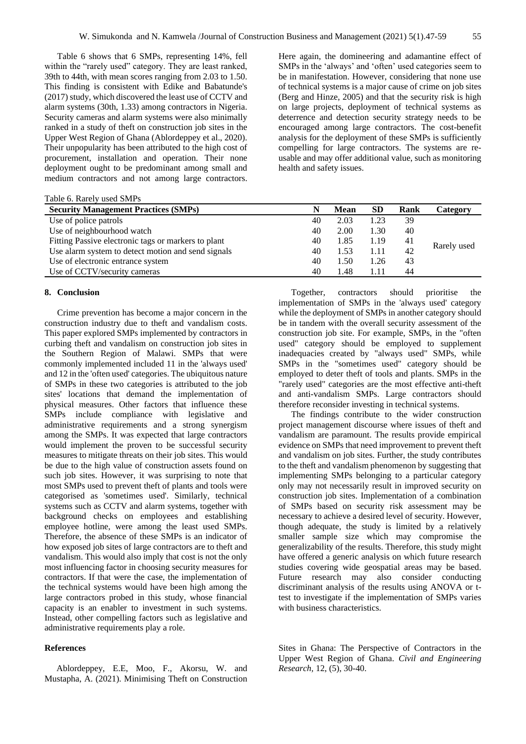Table 6 shows that 6 SMPs, representing 14%, fell within the "rarely used" category. They are least ranked, 39th to 44th, with mean scores ranging from 2.03 to 1.50. This finding is consistent with Edike and Babatunde's (2017) study, which discovered the least use of CCTV and alarm systems (30th, 1.33) among contractors in Nigeria. Security cameras and alarm systems were also minimally ranked in a study of theft on construction job sites in the Upper West Region of Ghana (Ablordeppey et al., 2020). Their unpopularity has been attributed to the high cost of procurement, installation and operation. Their none deployment ought to be predominant among small and medium contractors and not among large contractors. Here again, the domineering and adamantine effect of SMPs in the 'always' and 'often' used categories seem to be in manifestation. However, considering that none use of technical systems is a major cause of crime on job sites (Berg and Hinze, 2005) and that the security risk is high on large projects, deployment of technical systems as deterrence and detection security strategy needs to be encouraged among large contractors. The cost-benefit analysis for the deployment of these SMPs is sufficiently compelling for large contractors. The systems are re-usable and may offer additional value, such as monitoring health and safety issues.

Table 6. Rarely used SMPs

| Security Management Practices (SMPs) | N | Mean | SD | Rank | Category |
|---|---|---|---|---|---|
| Use of police patrols | 40 | 2.03 | 1.23 | 39 | Rarely used |
| Use of neighbourhood watch | 40 | 2.00 | 1.30 | 40 | |
| Fitting Passive electronic tags or markers to plant | 40 | 1.85 | 1.19 | 41 | |
| Use alarm system to detect motion and send signals | 40 | 1.53 | 1.11 | 42 | |
| Use of electronic entrance system | 40 | 1.50 | 1.26 | 43 | |
| Use of CCTV/security cameras | 40 | 1.48 | 1.11 | 44 | |

## 8. Conclusion

Crime prevention has become a major concern in the construction industry due to theft and vandalism costs. This paper explored SMPs implemented by contractors in curbing theft and vandalism on construction job sites in the Southern Region of Malawi. SMPs that were commonly implemented included 11 in the 'always used' and 12 in the 'often used' categories. The ubiquitous nature of SMPs in these two categories is attributed to the job sites' locations that demand the implementation of physical measures. Other factors that influence these SMPs include compliance with legislative and administrative requirements and a strong synergism among the SMPs. It was expected that large contractors would implement the proven to be successful security measures to mitigate threats on their job sites. This would be due to the high value of construction assets found on such job sites. However, it was surprising to note that most SMPs used to prevent theft of plants and tools were categorised as 'sometimes used'. Similarly, technical systems such as CCTV and alarm systems, together with background checks on employees and establishing employee hotline, were among the least used SMPs. Therefore, the absence of these SMPs is an indicator of how exposed job sites of large contractors are to theft and vandalism. This would also imply that cost is not the only most influencing factor in choosing security measures for contractors. If that were the case, the implementation of the technical systems would have been high among the large contractors probed in this study, whose financial capacity is an enabler to investment in such systems. Instead, other compelling factors such as legislative and administrative requirements play a role.

Together, contractors should prioritise the implementation of SMPs in the 'always used' category while the deployment of SMPs in another category should be in tandem with the overall security assessment of the construction job site. For example, SMPs, in the "often used" category should be employed to supplement inadequacies created by "always used" SMPs, while SMPs in the "sometimes used" category should be employed to deter theft of tools and plants. SMPs in the "rarely used" categories are the most effective anti-theft and anti-vandalism SMPs. Large contractors should therefore reconsider investing in technical systems.

The findings contribute to the wider construction project management discourse where issues of theft and vandalism are paramount. The results provide empirical evidence on SMPs that need improvement to prevent theft and vandalism on job sites. Further, the study contributes to the theft and vandalism phenomenon by suggesting that implementing SMPs belonging to a particular category only may not necessarily result in improved security on construction job sites. Implementation of a combination of SMPs based on security risk assessment may be necessary to achieve a desired level of security. However, though adequate, the study is limited by a relatively smaller sample size which may compromise the generalizability of the results. Therefore, this study might have offered a generic analysis on which future research studies covering wide geospatial areas may be based. Future research may also consider conducting discriminant analysis of the results using ANOVA or t-test to investigate if the implementation of SMPs varies with business characteristics.

## References

Ablordeppey, E.E, Moo, F., Akorsu, W. and Mustapha, A. (2021). Minimising Theft on Construction Sites in Ghana: The Perspective of Contractors in the Upper West Region of Ghana. *Civil and Engineering Research*, 12, (5), 30-40.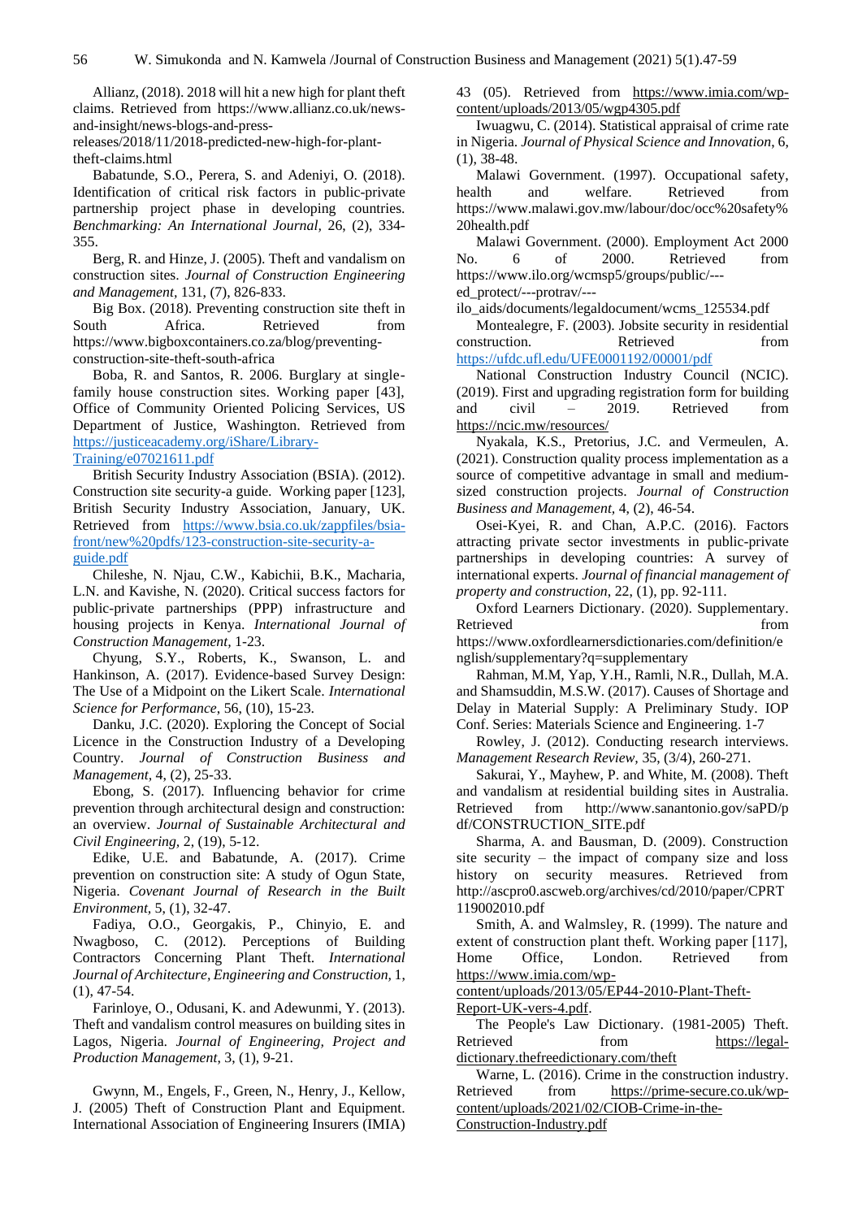Allianz, (2018). 2018 will hit a new high for plant theft claims. Retrieved from https://www.allianz.co.uk/news-and-insight/news-blogs-and-press-releases/2018/11/2018-predicted-new-high-for-plant-theft-claims.html

Babatunde, S.O., Perera, S. and Adeniyi, O. (2018). Identification of critical risk factors in public-private partnership project phase in developing countries. *Benchmarking: An International Journal,* 26, (2), 334-355.

Berg, R. and Hinze, J. (2005). Theft and vandalism on construction sites. *Journal of Construction Engineering and Management,* 131, (7), 826-833.

Big Box. (2018). Preventing construction site theft in South Africa. Retrieved from https://www.bigboxcontainers.co.za/blog/preventing-construction-site-theft-south-africa

Boba, R. and Santos, R. 2006. Burglary at single-family house construction sites. Working paper [43], Office of Community Oriented Policing Services, US Department of Justice, Washington. Retrieved from https://justiceacademy.org/iShare/Library-Training/e07021611.pdf

British Security Industry Association (BSIA). (2012). Construction site security-a guide. Working paper [123], British Security Industry Association, January, UK. Retrieved from https://www.bsia.co.uk/zappfiles/bsia-front/new%20pdfs/123-construction-site-security-a-guide.pdf

Chileshe, N. Njau, C.W., Kabichii, B.K., Macharia, L.N. and Kavishe, N. (2020). Critical success factors for public-private partnerships (PPP) infrastructure and housing projects in Kenya. *International Journal of Construction Management,* 1-23.

Chyung, S.Y., Roberts, K., Swanson, L. and Hankinson, A. (2017). Evidence-based Survey Design: The Use of a Midpoint on the Likert Scale. *International Science for Performance,* 56, (10), 15-23.

Danku, J.C. (2020). Exploring the Concept of Social Licence in the Construction Industry of a Developing Country. *Journal of Construction Business and Management,* 4, (2), 25-33.

Ebong, S. (2017). Influencing behavior for crime prevention through architectural design and construction: an overview. *Journal of Sustainable Architectural and Civil Engineering,* 2, (19), 5-12.

Edike, U.E. and Babatunde, A. (2017). Crime prevention on construction site: A study of Ogun State, Nigeria. *Covenant Journal of Research in the Built Environment,* 5, (1), 32-47.

Fadiya, O.O., Georgakis, P., Chinyio, E. and Nwagboso, C. (2012). Perceptions of Building Contractors Concerning Plant Theft. *International Journal of Architecture, Engineering and Construction,* 1, (1), 47-54.

Farinloye, O., Odusani, K. and Adewunmi, Y. (2013). Theft and vandalism control measures on building sites in Lagos, Nigeria. *Journal of Engineering, Project and Production Management,* 3, (1), 9-21.

Gwynn, M., Engels, F., Green, N., Henry, J., Kellow, J. (2005) Theft of Construction Plant and Equipment. International Association of Engineering Insurers (IMIA) 43 (05). Retrieved from https://www.imia.com/wp-content/uploads/2013/05/wgp4305.pdf

Iwuagwu, C. (2014). Statistical appraisal of crime rate in Nigeria. *Journal of Physical Science and Innovation,* 6, (1), 38-48.

Malawi Government. (1997). Occupational safety, health and welfare. Retrieved from https://www.malawi.gov.mw/labour/doc/occ%20safety%20health.pdf

Malawi Government. (2000). Employment Act 2000 No. 6 of 2000. Retrieved from https://www.ilo.org/wcmsp5/groups/public/---ed_protect/---protrav/---ilo_aids/documents/legaldocument/wcms_125534.pdf

Montealegre, F. (2003). Jobsite security in residential construction. Retrieved from https://ufdc.ufl.edu/UFE0001192/00001/pdf

National Construction Industry Council (NCIC). (2019). First and upgrading registration form for building and civil – 2019. Retrieved from https://ncic.mw/resources/

Nyakala, K.S., Pretorius, J.C. and Vermeulen, A. (2021). Construction quality process implementation as a source of competitive advantage in small and medium-sized construction projects. *Journal of Construction Business and Management,* 4, (2), 46-54.

Osei-Kyei, R. and Chan, A.P.C. (2016). Factors attracting private sector investments in public-private partnerships in developing countries: A survey of international experts. *Journal of financial management of property and construction,* 22, (1), pp. 92-111.

Oxford Learners Dictionary. (2020). Supplementary. Retrieved from https://www.oxfordlearnersdictionaries.com/definition/english/supplementary?q=supplementary

Rahman, M.M, Yap, Y.H., Ramli, N.R., Dullah, M.A. and Shamsuddin, M.S.W. (2017). Causes of Shortage and Delay in Material Supply: A Preliminary Study. IOP Conf. Series: Materials Science and Engineering. 1-7

Rowley, J. (2012). Conducting research interviews. *Management Research Review,* 35, (3/4), 260-271.

Sakurai, Y., Mayhew, P. and White, M. (2008). Theft and vandalism at residential building sites in Australia. Retrieved from http://www.sanantonio.gov/saPD/pdf/CONSTRUCTION_SITE.pdf

Sharma, A. and Bausman, D. (2009). Construction site security – the impact of company size and loss history on security measures. Retrieved from http://ascpro0.ascweb.org/archives/cd/2010/paper/CPRT119002010.pdf

Smith, A. and Walmsley, R. (1999). The nature and extent of construction plant theft. Working paper [117], Home Office, London. Retrieved from https://www.imia.com/wp-content/uploads/2013/05/EP44-2010-Plant-Theft-Report-UK-vers-4.pdf.

The People's Law Dictionary. (1981-2005) Theft. Retrieved from https://legal-dictionary.thefreedictionary.com/theft

Warne, L. (2016). Crime in the construction industry. Retrieved from https://prime-secure.co.uk/wp-content/uploads/2021/02/CIOB-Crime-in-the-Construction-Industry.pdf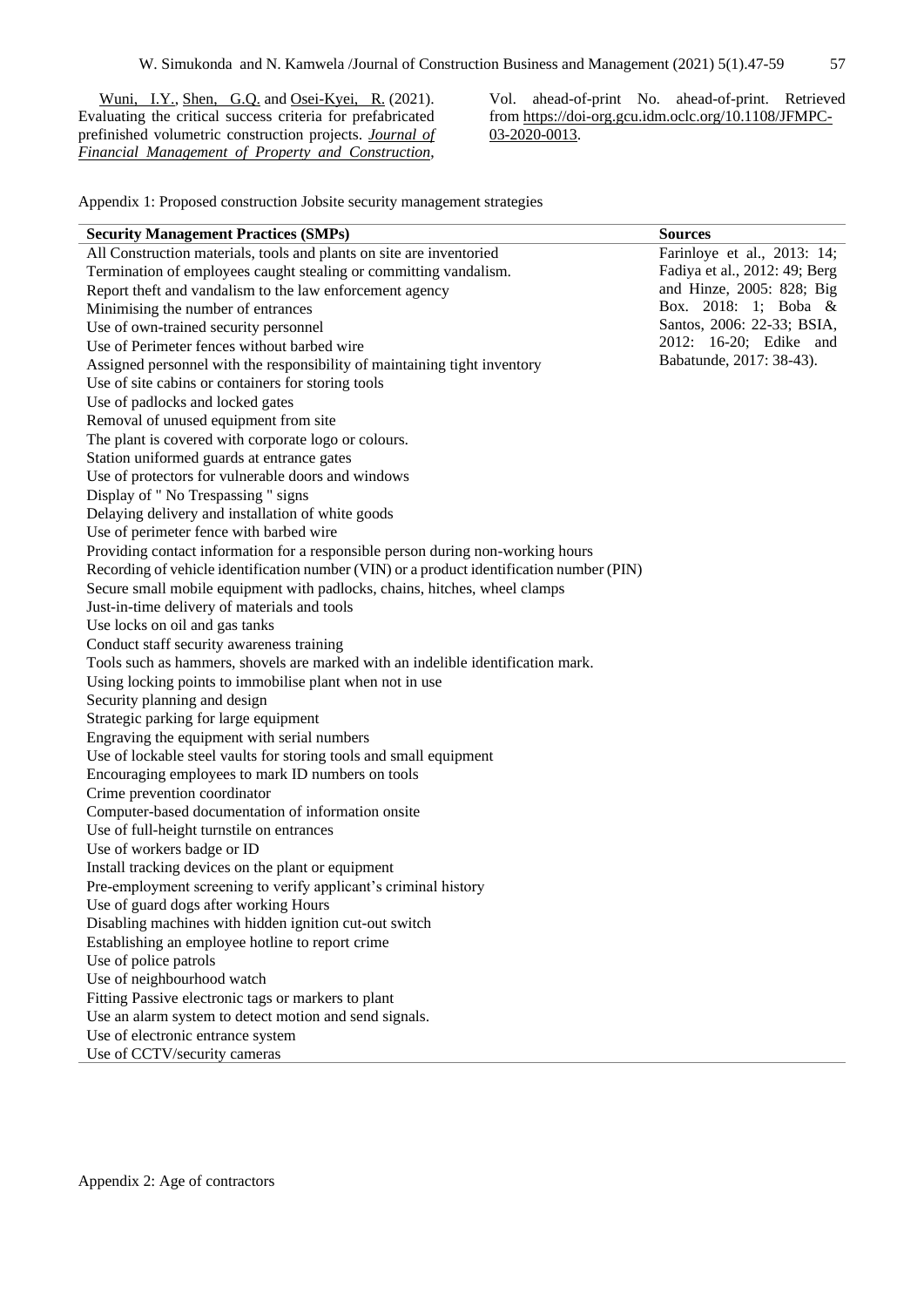Wuni, I.Y., Shen, G.Q. and Osei-Kyei, R. (2021). Evaluating the critical success criteria for prefabricated prefinished volumetric construction projects. *Journal of Financial Management of Property and Construction*, Vol. ahead-of-print No. ahead-of-print. Retrieved from https://doi-org.gcu.idm.oclc.org/10.1108/JFMPC-03-2020-0013.

Appendix 1: Proposed construction Jobsite security management strategies

| Security Management Practices (SMPs) | Sources |
|---|---|
| All Construction materials, tools and plants on site are inventoried | Farinloye et al., 2013: 14; Fadiya et al., 2012: 49; Berg and Hinze, 2005: 828; Big Box. 2018: 1; Boba & Santos, 2006: 22-33; BSIA, 2012: 16-20; Edike and Babatunde, 2017: 38-43). |
| Termination of employees caught stealing or committing vandalism. | |
| Report theft and vandalism to the law enforcement agency | |
| Minimising the number of entrances | |
| Use of own-trained security personnel | |
| Use of Perimeter fences without barbed wire | |
| Assigned personnel with the responsibility of maintaining tight inventory | |
| Use of site cabins or containers for storing tools | |
| Use of padlocks and locked gates | |
| Removal of unused equipment from site | |
| The plant is covered with corporate logo or colours. | |
| Station uniformed guards at entrance gates | |
| Use of protectors for vulnerable doors and windows | |
| Display of " No Trespassing " signs | |
| Delaying delivery and installation of white goods | |
| Use of perimeter fence with barbed wire | |
| Providing contact information for a responsible person during non-working hours | |
| Recording of vehicle identification number (VIN) or a product identification number (PIN) | |
| Secure small mobile equipment with padlocks, chains, hitches, wheel clamps | |
| Just-in-time delivery of materials and tools | |
| Use locks on oil and gas tanks | |
| Conduct staff security awareness training | |
| Tools such as hammers, shovels are marked with an indelible identification mark. | |
| Using locking points to immobilise plant when not in use | |
| Security planning and design | |
| Strategic parking for large equipment | |
| Engraving the equipment with serial numbers | |
| Use of lockable steel vaults for storing tools and small equipment | |
| Encouraging employees to mark ID numbers on tools | |
| Crime prevention coordinator | |
| Computer-based documentation of information onsite | |
| Use of full-height turnstile on entrances | |
| Use of workers badge or ID | |
| Install tracking devices on the plant or equipment | |
| Pre-employment screening to verify applicant's criminal history | |
| Use of guard dogs after working Hours | |
| Disabling machines with hidden ignition cut-out switch | |
| Establishing an employee hotline to report crime | |
| Use of police patrols | |
| Use of neighbourhood watch | |
| Fitting Passive electronic tags or markers to plant | |
| Use an alarm system to detect motion and send signals. | |
| Use of electronic entrance system | |
| Use of CCTV/security cameras | |

Appendix 2: Age of contractors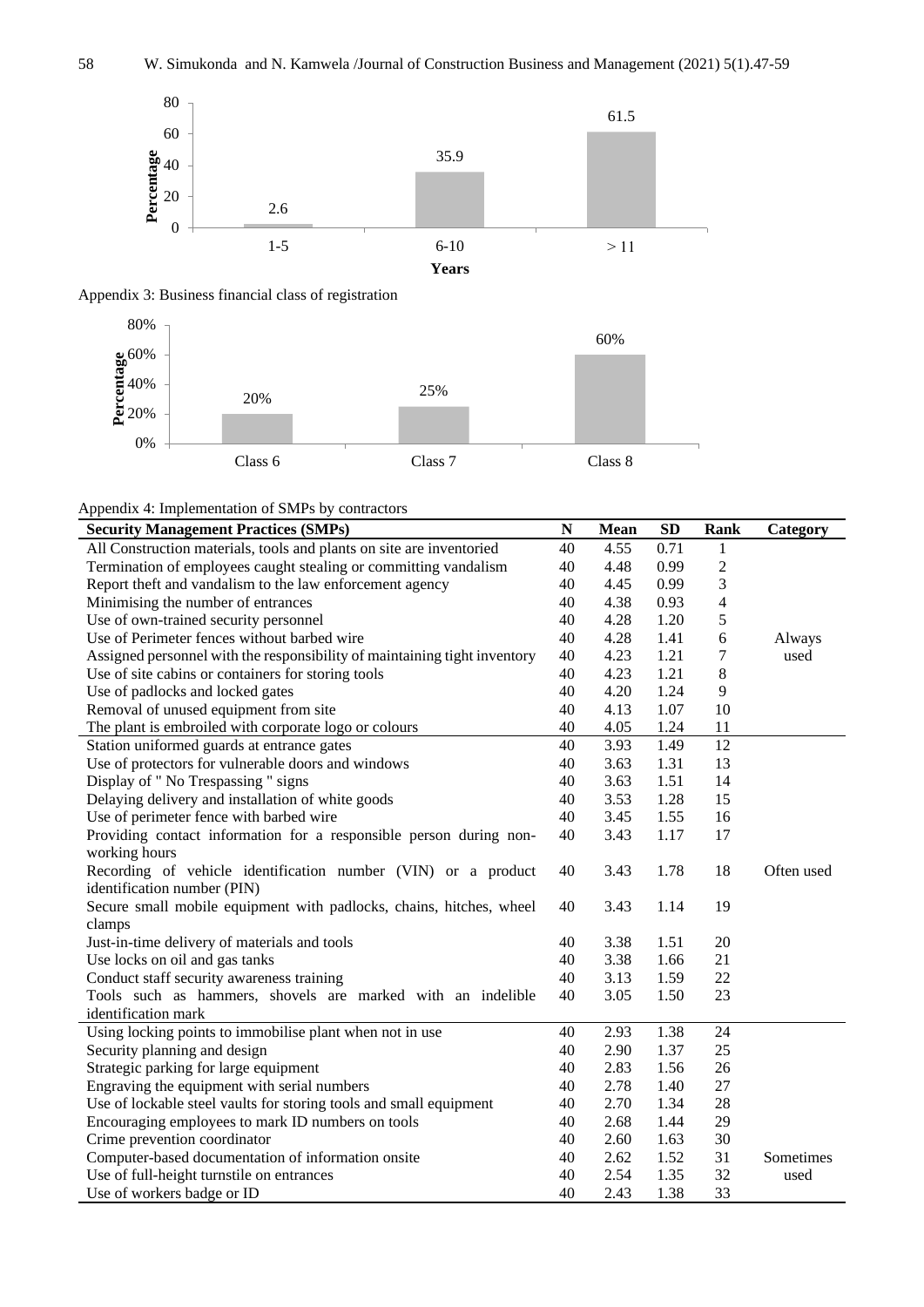Appendix 3: Business financial class of registration

Appendix 4: Implementation of SMPs by contractors

| Security Management Practices (SMPs) | N | Mean | SD | Rank | Category |
|---|---|---|---|---|---|
| All Construction materials, tools and plants on site are inventoried | 40 | 4.55 | 0.71 | 1 | |
| Termination of employees caught stealing or committing vandalism | 40 | 4.48 | 0.99 | 2 | |
| Report theft and vandalism to the law enforcement agency | 40 | 4.45 | 0.99 | 3 | |
| Minimising the number of entrances | 40 | 4.38 | 0.93 | 4 | |
| Use of own-trained security personnel | 40 | 4.28 | 1.20 | 5 | |
| Use of Perimeter fences without barbed wire | 40 | 4.28 | 1.41 | 6 | Always used |
| Assigned personnel with the responsibility of maintaining tight inventory | 40 | 4.23 | 1.21 | 7 | |
| Use of site cabins or containers for storing tools | 40 | 4.23 | 1.21 | 8 | |
| Use of padlocks and locked gates | 40 | 4.20 | 1.24 | 9 | |
| Removal of unused equipment from site | 40 | 4.13 | 1.07 | 10 | |
| The plant is embroiled with corporate logo or colours | 40 | 4.05 | 1.24 | 11 | |
| Station uniformed guards at entrance gates | 40 | 3.93 | 1.49 | 12 | |
| Use of protectors for vulnerable doors and windows | 40 | 3.63 | 1.31 | 13 | |
| Display of " No Trespassing " signs | 40 | 3.63 | 1.51 | 14 | |
| Delaying delivery and installation of white goods | 40 | 3.53 | 1.28 | 15 | |
| Use of perimeter fence with barbed wire | 40 | 3.45 | 1.55 | 16 | |
| Providing contact information for a responsible person during non-working hours | 40 | 3.43 | 1.17 | 17 | |
| Recording of vehicle identification number (VIN) or a product identification number (PIN) | 40 | 3.43 | 1.78 | 18 | Often used |
| Secure small mobile equipment with padlocks, chains, hitches, wheel clamps | 40 | 3.43 | 1.14 | 19 | |
| Just-in-time delivery of materials and tools | 40 | 3.38 | 1.51 | 20 | |
| Use locks on oil and gas tanks | 40 | 3.38 | 1.66 | 21 | |
| Conduct staff security awareness training | 40 | 3.13 | 1.59 | 22 | |
| Tools such as hammers, shovels are marked with an indelible identification mark | 40 | 3.05 | 1.50 | 23 | |
| Using locking points to immobilise plant when not in use | 40 | 2.93 | 1.38 | 24 | |
| Security planning and design | 40 | 2.90 | 1.37 | 25 | |
| Strategic parking for large equipment | 40 | 2.83 | 1.56 | 26 | |
| Engraving the equipment with serial numbers | 40 | 2.78 | 1.40 | 27 | |
| Use of lockable steel vaults for storing tools and small equipment | 40 | 2.70 | 1.34 | 28 | |
| Encouraging employees to mark ID numbers on tools | 40 | 2.68 | 1.44 | 29 | |
| Crime prevention coordinator | 40 | 2.60 | 1.63 | 30 | |
| Computer-based documentation of information onsite | 40 | 2.62 | 1.52 | 31 | Sometimes used |
| Use of full-height turnstile on entrances | 40 | 2.54 | 1.35 | 32 | |
| Use of workers badge or ID | 40 | 2.43 | 1.38 | 33 | |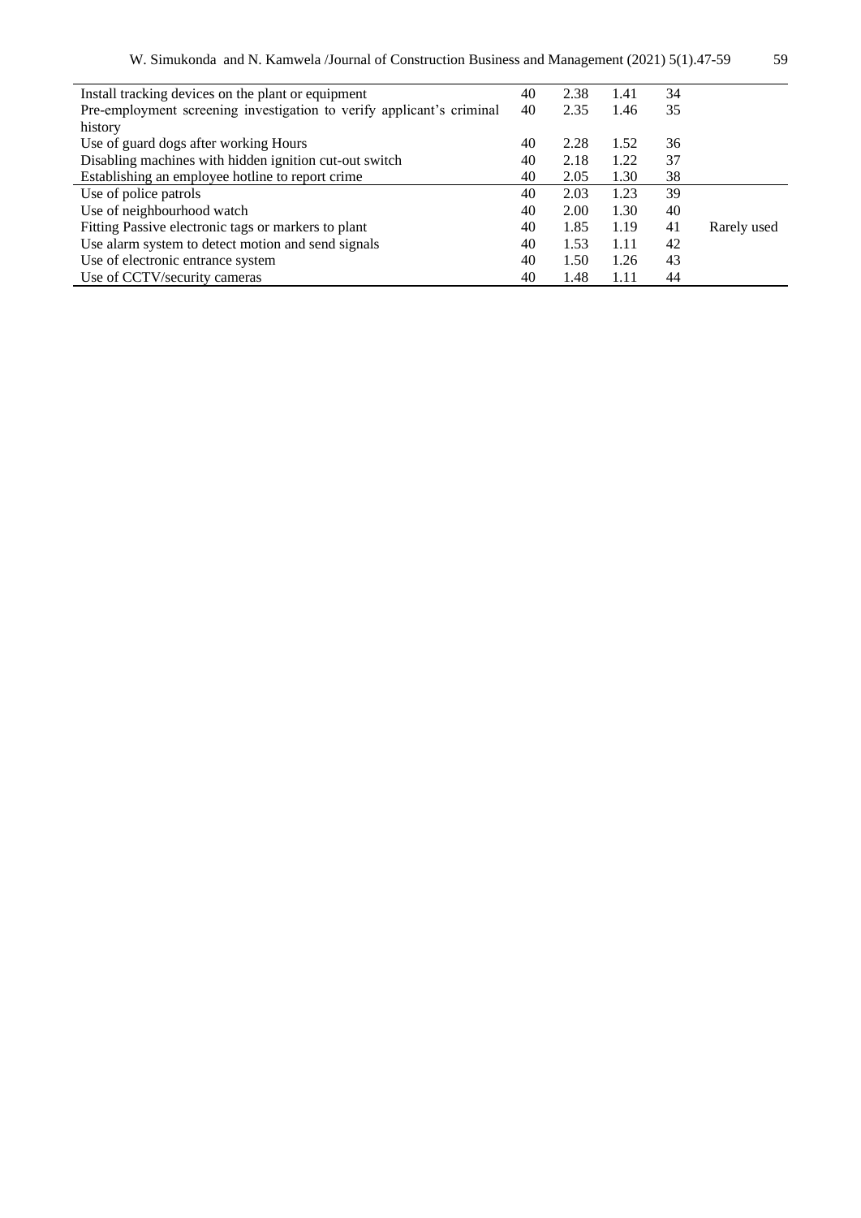| | | | | | |
|---|---|---|---|---|---|
| Install tracking devices on the plant or equipment | 40 | 2.38 | 1.41 | 34 | |
| Pre-employment screening investigation to verify applicant's criminal history | 40 | 2.35 | 1.46 | 35 | |
| Use of guard dogs after working Hours | 40 | 2.28 | 1.52 | 36 | |
| Disabling machines with hidden ignition cut-out switch | 40 | 2.18 | 1.22 | 37 | |
| Establishing an employee hotline to report crime | 40 | 2.05 | 1.30 | 38 | |
| Use of police patrols | 40 | 2.03 | 1.23 | 39 | |
| Use of neighbourhood watch | 40 | 2.00 | 1.30 | 40 | |
| Fitting Passive electronic tags or markers to plant | 40 | 1.85 | 1.19 | 41 | Rarely used |
| Use alarm system to detect motion and send signals | 40 | 1.53 | 1.11 | 42 | |
| Use of electronic entrance system | 40 | 1.50 | 1.26 | 43 | |
| Use of CCTV/security cameras | 40 | 1.48 | 1.11 | 44 | |